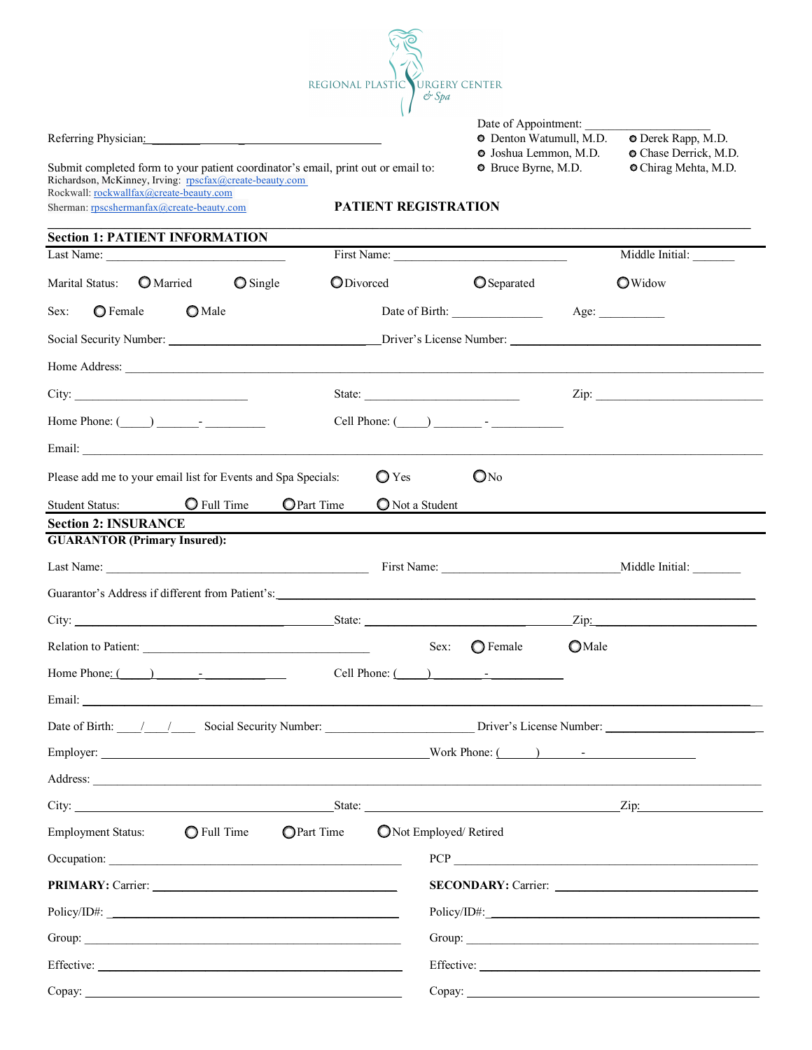REGIONAL PLASTIC SURGERY CENTER & Spa

Referring Physician: ______________________________

Date of Appointment: ____________________

- ○ Denton Watumull, M.D.
- ○ Joshua Lemmon, M.D.
- ○ Bruce Byrne, M.D.
- ○ Derek Rapp, M.D.
- ○ Chase Derrick, M.D.
- ○ Chirag Mehta, M.D.

Submit completed form to your patient coordinator's email, print out or email to:
Richardson, McKinney, Irving: rpscfax@create-beauty.com
Rockwall: rockwallfax@create-beauty.com
Sherman: rpscshermanfax@create-beauty.com

## PATIENT REGISTRATION

### Section 1: PATIENT INFORMATION

Last Name: ____________________ First Name: ____________________ Middle Initial: ______

Marital Status: ○ Married ○ Single ○ Divorced ○ Separated ○ Widow

Sex: ○ Female ○ Male Date of Birth: ____________ Age: ________

Social Security Number: ____________________ Driver's License Number: ____________________

Home Address: ________________________________________

City: ____________________ State: ____________________ Zip: ____________________

Home Phone: (____) ______- ________ Cell Phone: (____) _______ - __________

Email: ________________________________________

Please add me to your email list for Events and Spa Specials: ○ Yes ○ No

Student Status: ○ Full Time ○ Part Time ○ Not a Student

### Section 2: INSURANCE

**GUARANTOR (Primary Insured):**

Last Name: ____________________ First Name: ____________________ Middle Initial: ______

Guarantor's Address if different from Patient's: ________________________________________

City: ____________________ State: ____________________ Zip: ____________________

Relation to Patient: ____________________ Sex: ○ Female ○ Male

Home Phone: (____) ______- __________ Cell Phone: (____) _______ - __________

Email: ________________________________________

Date of Birth: ___/___/___ Social Security Number: ____________________ Driver's License Number: ____________________

Employer: ____________________ Work Phone: (____) ______ - __________

Address: ________________________________________

City: ____________________ State: ____________________ Zip: ____________________

Employment Status: ○ Full Time ○ Part Time ○ Not Employed/ Retired

Occupation: ____________________ PCP ____________________

**PRIMARY:** Carrier: ____________________ **SECONDARY:** Carrier: ____________________

Policy/ID#: ____________________ Policy/ID#: ____________________

Group: ____________________ Group: ____________________

Effective: ____________________ Effective: ____________________

Copay: ____________________ Copay: ____________________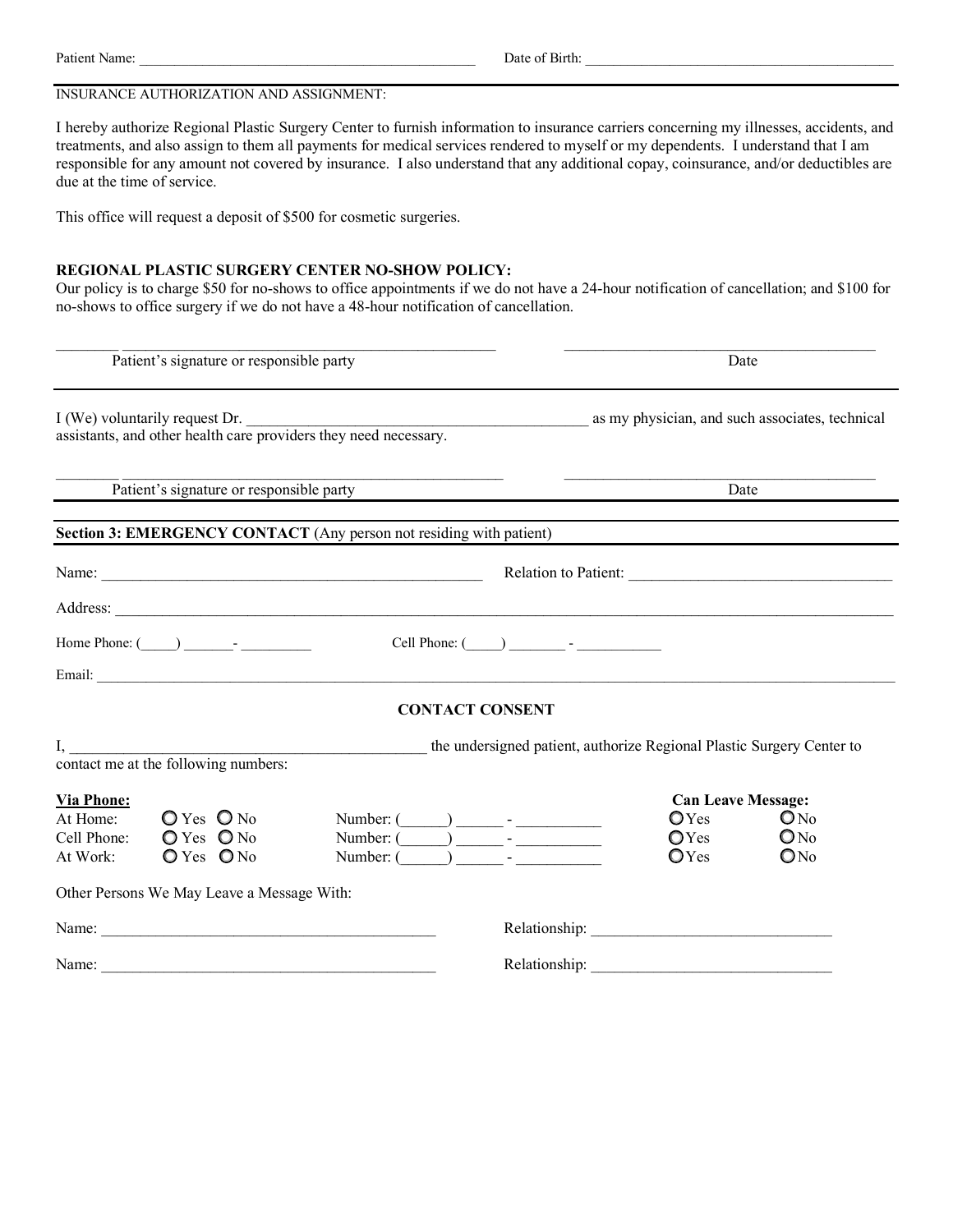Patient Name: ______________________________________________ Date of Birth: ____________________________________________

INSURANCE AUTHORIZATION AND ASSIGNMENT:

I hereby authorize Regional Plastic Surgery Center to furnish information to insurance carriers concerning my illnesses, accidents, and treatments, and also assign to them all payments for medical services rendered to myself or my dependents. I understand that I am responsible for any amount not covered by insurance. I also understand that any additional copay, coinsurance, and/or deductibles are due at the time of service.

This office will request a deposit of $500 for cosmetic surgeries.

**REGIONAL PLASTIC SURGERY CENTER NO-SHOW POLICY:**
Our policy is to charge $50 for no-shows to office appointments if we do not have a 24-hour notification of cancellation; and $100 for no-shows to office surgery if we do not have a 48-hour notification of cancellation.

________ ____________________________________________________ ____________________________________________
Patient's signature or responsible party Date

I (We) voluntarily request Dr. ______________________________________________ as my physician, and such associates, technical assistants, and other health care providers they need necessary.

________ ____________________________________________________ ____________________________________________
Patient's signature or responsible party Date

**Section 3: EMERGENCY CONTACT** (Any person not residing with patient)

Name: ____________________________________________________ Relation to Patient: __________________________________

Address: ______________________________________________________________________________________________________

Home Phone: (_____) _______- __________ Cell Phone: (_____) ________ - ___________

Email: ________________________________________________________________________________________________________

**CONTACT CONSENT**

I, ______________________________________________ the undersigned patient, authorize Regional Plastic Surgery Center to contact me at the following numbers:

| **Via Phone:** | | Number | **Can Leave Message:** | |
|---|---|---|---|---|
| At Home: | O Yes O No | Number: (______) ______ - ___________ | O Yes | O No |
| Cell Phone: | O Yes O No | Number: (______) ______ - ___________ | O Yes | O No |
| At Work: | O Yes O No | Number: (______) ______ - ___________ | O Yes | O No |

Other Persons We May Leave a Message With:

Name: ____________________________________________ Relationship: _______________________________

Name: ____________________________________________ Relationship: _______________________________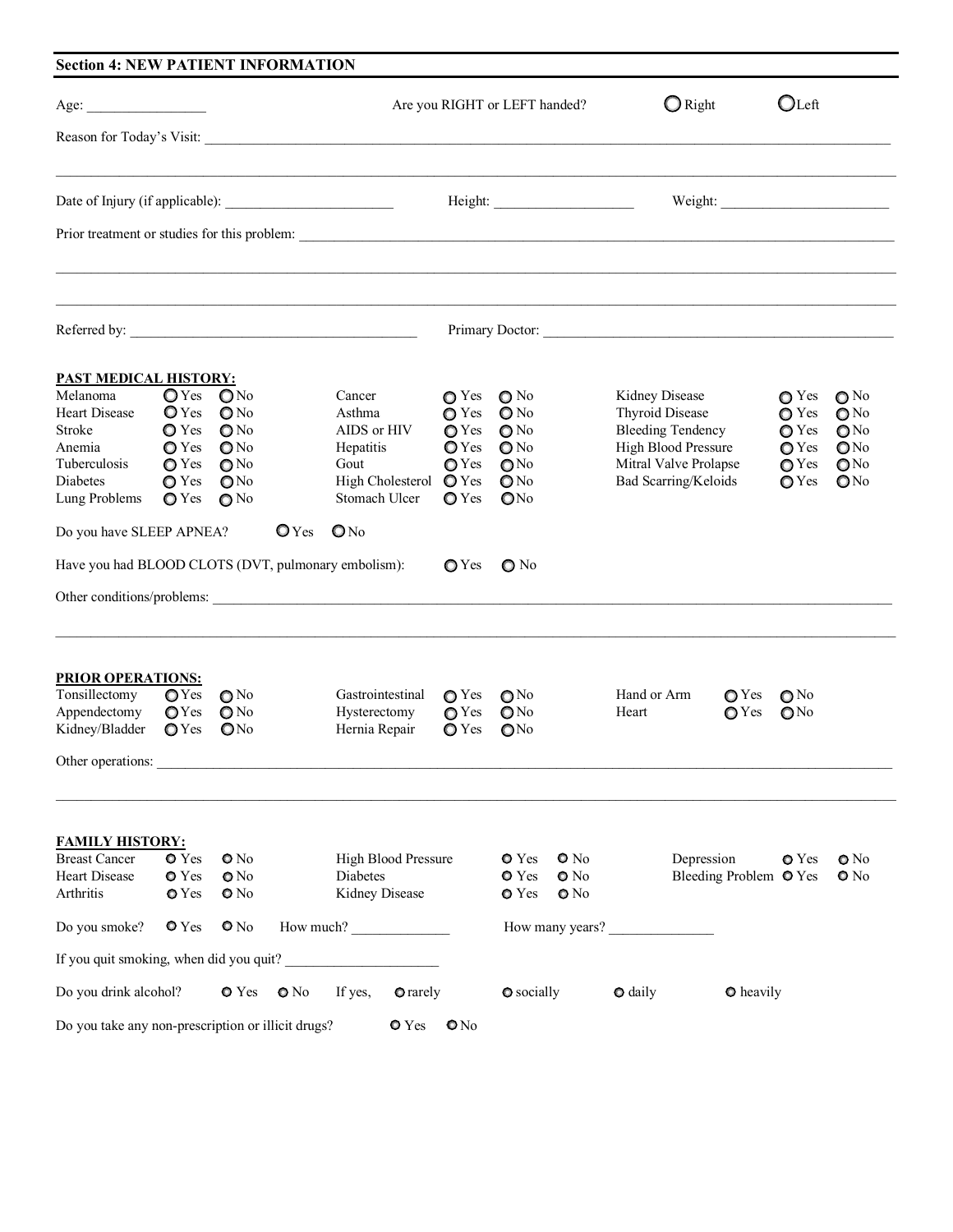## Section 4: NEW PATIENT INFORMATION

Age: _________________ Are you RIGHT or LEFT handed? ○ Right ○ Left

Reason for Today's Visit: ____________________________________________________________

____________________________________________________________

Date of Injury (if applicable): ________________________ Height: ____________________ Weight: ________________________

Prior treatment or studies for this problem: ____________________________________________________________

____________________________________________________________

____________________________________________________________

Referred by: ________________________________________ Primary Doctor: ____________________________________________

**PAST MEDICAL HISTORY:**

| | | | | | | | | |
|---|---|---|---|---|---|---|---|---|
| Melanoma | ○ Yes | ○ No | Cancer | ○ Yes | ○ No | Kidney Disease | ○ Yes | ○ No |
| Heart Disease | ○ Yes | ○ No | Asthma | ○ Yes | ○ No | Thyroid Disease | ○ Yes | ○ No |
| Stroke | ○ Yes | ○ No | AIDS or HIV | ○ Yes | ○ No | Bleeding Tendency | ○ Yes | ○ No |
| Anemia | ○ Yes | ○ No | Hepatitis | ○ Yes | ○ No | High Blood Pressure | ○ Yes | ○ No |
| Tuberculosis | ○ Yes | ○ No | Gout | ○ Yes | ○ No | Mitral Valve Prolapse | ○ Yes | ○ No |
| Diabetes | ○ Yes | ○ No | High Cholesterol | ○ Yes | ○ No | Bad Scarring/Keloids | ○ Yes | ○ No |
| Lung Problems | ○ Yes | ○ No | Stomach Ulcer | ○ Yes | ○ No | | | |

Do you have SLEEP APNEA? ○ Yes ○ No

Have you had BLOOD CLOTS (DVT, pulmonary embolism): ○ Yes ○ No

Other conditions/problems: ____________________________________________________________

____________________________________________________________

**PRIOR OPERATIONS:**

| | | | | | | | | |
|---|---|---|---|---|---|---|---|---|
| Tonsillectomy | ○ Yes | ○ No | Gastrointestinal | ○ Yes | ○ No | Hand or Arm | ○ Yes | ○ No |
| Appendectomy | ○ Yes | ○ No | Hysterectomy | ○ Yes | ○ No | Heart | ○ Yes | ○ No |
| Kidney/Bladder | ○ Yes | ○ No | Hernia Repair | ○ Yes | ○ No | | | |

Other operations: ____________________________________________________________

____________________________________________________________

**FAMILY HISTORY:**

| | | | | | | | | |
|---|---|---|---|---|---|---|---|---|
| Breast Cancer | ○ Yes | ○ No | High Blood Pressure | ○ Yes | ○ No | Depression | ○ Yes | ○ No |
| Heart Disease | ○ Yes | ○ No | Diabetes | ○ Yes | ○ No | Bleeding Problem | ○ Yes | ○ No |
| Arthritis | ○ Yes | ○ No | Kidney Disease | ○ Yes | ○ No | | | |

Do you smoke? ○ Yes ○ No How much? _____________ How many years? _______________

If you quit smoking, when did you quit? ______________________

Do you drink alcohol? ○ Yes ○ No If yes, ○ rarely ○ socially ○ daily ○ heavily

Do you take any non-prescription or illicit drugs? ○ Yes ○ No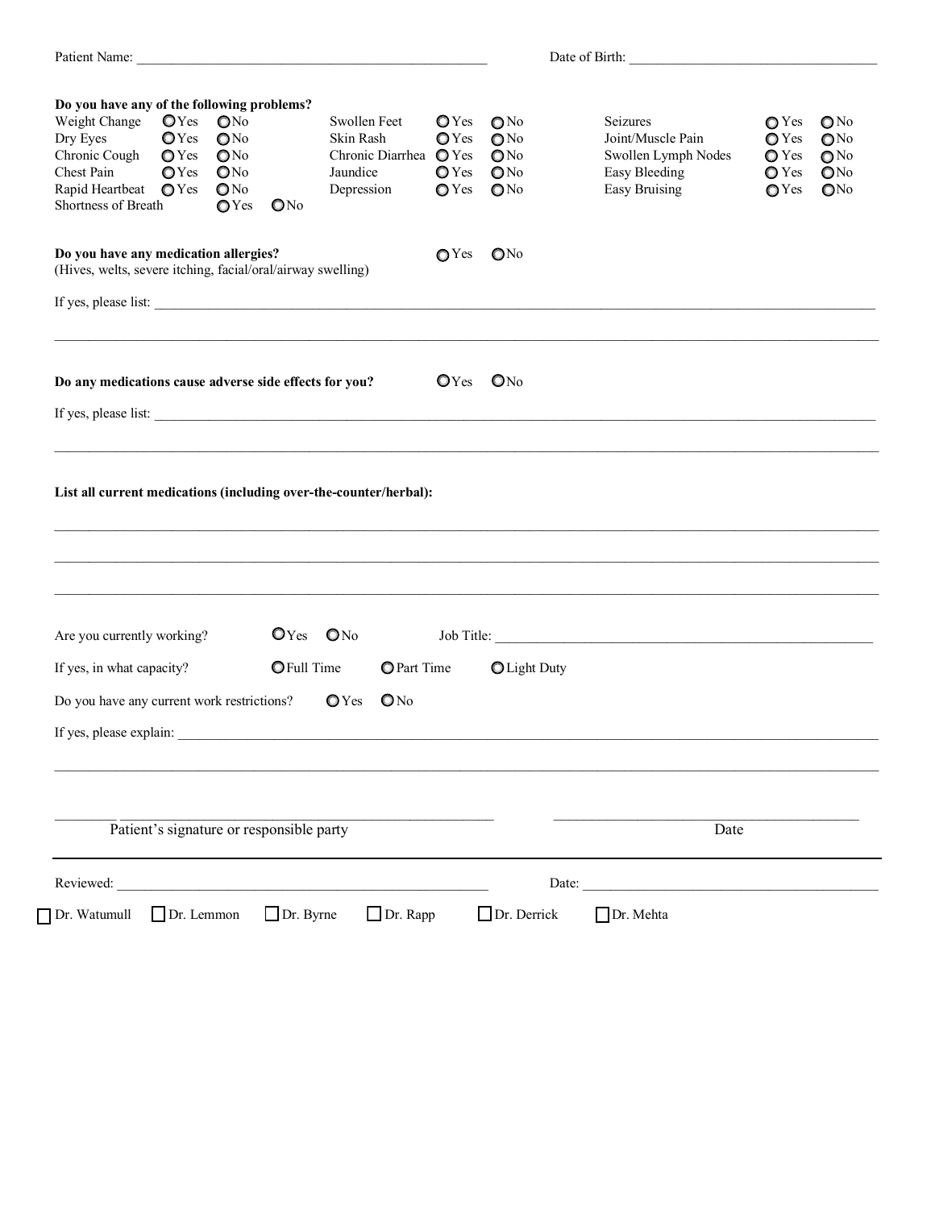Patient Name: ___________________________________________________ Date of Birth: ___________________________________

**Do you have any of the following problems?**

| | | | | | | | | |
|---|---|---|---|---|---|---|---|---|
| Weight Change | ○ Yes | ○ No | Swollen Feet | ○ Yes | ○ No | Seizures | ○ Yes | ○ No |
| Dry Eyes | ○ Yes | ○ No | Skin Rash | ○ Yes | ○ No | Joint/Muscle Pain | ○ Yes | ○ No |
| Chronic Cough | ○ Yes | ○ No | Chronic Diarrhea | ○ Yes | ○ No | Swollen Lymph Nodes | ○ Yes | ○ No |
| Chest Pain | ○ Yes | ○ No | Jaundice | ○ Yes | ○ No | Easy Bleeding | ○ Yes | ○ No |
| Rapid Heartbeat | ○ Yes | ○ No | Depression | ○ Yes | ○ No | Easy Bruising | ○ Yes | ○ No |
| Shortness of Breath | ○ Yes | ○ No | | | | | | |

**Do you have any medication allergies?** ○ Yes ○ No
(Hives, welts, severe itching, facial/oral/airway swelling)

If yes, please list: ___________________________________________________________________________________________

___________________________________________________________________________________________________________

**Do any medications cause adverse side effects for you?** ○ Yes ○ No

If yes, please list: ___________________________________________________________________________________________

___________________________________________________________________________________________________________

**List all current medications (including over-the-counter/herbal):**

___________________________________________________________________________________________________________

___________________________________________________________________________________________________________

___________________________________________________________________________________________________________

Are you currently working? ○ Yes ○ No Job Title: _______________________________________________________

If yes, in what capacity? ○ Full Time ○ Part Time ○ Light Duty

Do you have any current work restrictions? ○ Yes ○ No

If yes, please explain: _________________________________________________________________________________________

___________________________________________________________________________________________________________

_________________________________________________ _________________________________________
Patient's signature or responsible party Date

---

Reviewed: _____________________________________________ Date: ________________________________________

☐ Dr. Watumull ☐ Dr. Lemmon ☐ Dr. Byrne ☐ Dr. Rapp ☐ Dr. Derrick ☐ Dr. Mehta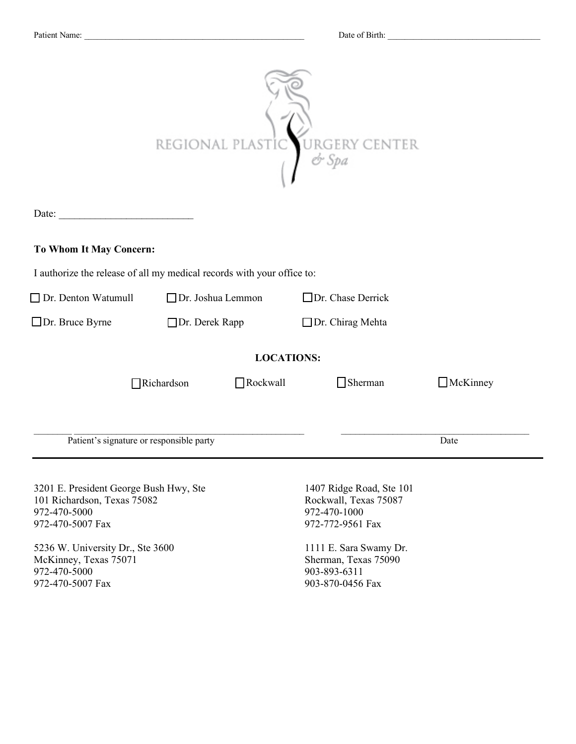Patient Name: ____________________________________________________ Date of Birth: ____________________________________

REGIONAL PLASTIC SURGERY CENTER & Spa

Date: __________________________

**To Whom It May Concern:**

I authorize the release of all my medical records with your office to:

☐ Dr. Denton Watumull ☐ Dr. Joshua Lemmon ☐ Dr. Chase Derrick

☐ Dr. Bruce Byrne ☐ Dr. Derek Rapp ☐ Dr. Chirag Mehta

**LOCATIONS:**

☐ Richardson ☐ Rockwall ☐ Sherman ☐ McKinney

____________________________________________________ ________________________________________

Patient's signature or responsible party Date

---

3201 E. President George Bush Hwy, Ste 101 Richardson, Texas 75082
972-470-5000
972-470-5007 Fax

1407 Ridge Road, Ste 101
Rockwall, Texas 75087
972-470-1000
972-772-9561 Fax

5236 W. University Dr., Ste 3600
McKinney, Texas 75071
972-470-5000
972-470-5007 Fax

1111 E. Sara Swamy Dr.
Sherman, Texas 75090
903-893-6311
903-870-0456 Fax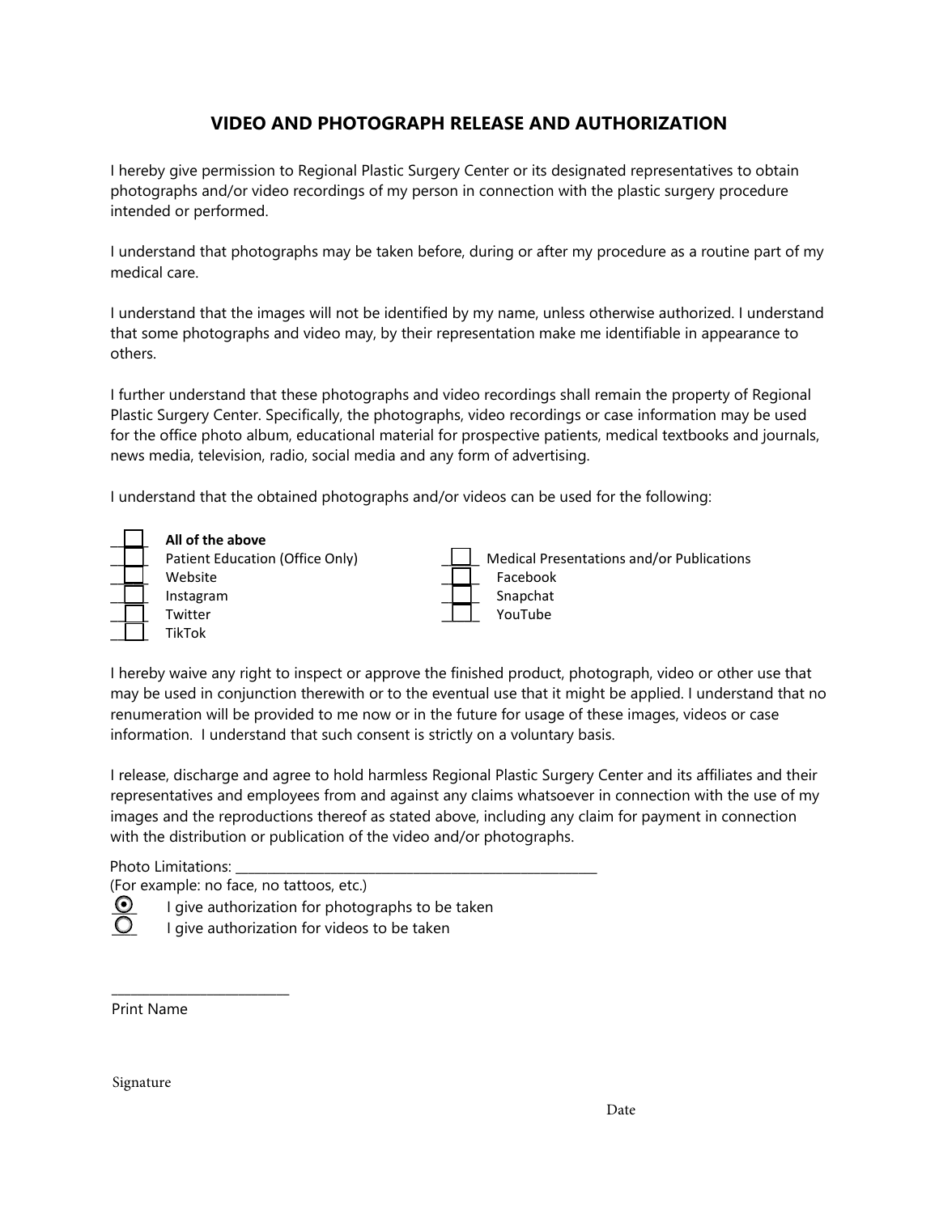# VIDEO AND PHOTOGRAPH RELEASE AND AUTHORIZATION

I hereby give permission to Regional Plastic Surgery Center or its designated representatives to obtain photographs and/or video recordings of my person in connection with the plastic surgery procedure intended or performed.

I understand that photographs may be taken before, during or after my procedure as a routine part of my medical care.

I understand that the images will not be identified by my name, unless otherwise authorized. I understand that some photographs and video may, by their representation make me identifiable in appearance to others.

I further understand that these photographs and video recordings shall remain the property of Regional Plastic Surgery Center. Specifically, the photographs, video recordings or case information may be used for the office photo album, educational material for prospective patients, medical textbooks and journals, news media, television, radio, social media and any form of advertising.

I understand that the obtained photographs and/or videos can be used for the following:

- ☐ **All of the above**
- ☐ Patient Education (Office Only)
- ☐ Website
- ☐ Instagram
- ☐ Twitter
- ☐ TikTok
- ☐ Medical Presentations and/or Publications
- ☐ Facebook
- ☐ Snapchat
- ☐ YouTube

I hereby waive any right to inspect or approve the finished product, photograph, video or other use that may be used in conjunction therewith or to the eventual use that it might be applied. I understand that no renumeration will be provided to me now or in the future for usage of these images, videos or case information. I understand that such consent is strictly on a voluntary basis.

I release, discharge and agree to hold harmless Regional Plastic Surgery Center and its affiliates and their representatives and employees from and against any claims whatsoever in connection with the use of my images and the reproductions thereof as stated above, including any claim for payment in connection with the distribution or publication of the video and/or photographs.

Photo Limitations: ____________________________________________________
(For example: no face, no tattoos, etc.)

- ◉ I give authorization for photographs to be taken
- ○ I give authorization for videos to be taken

_________________________
Print Name

Signature

Date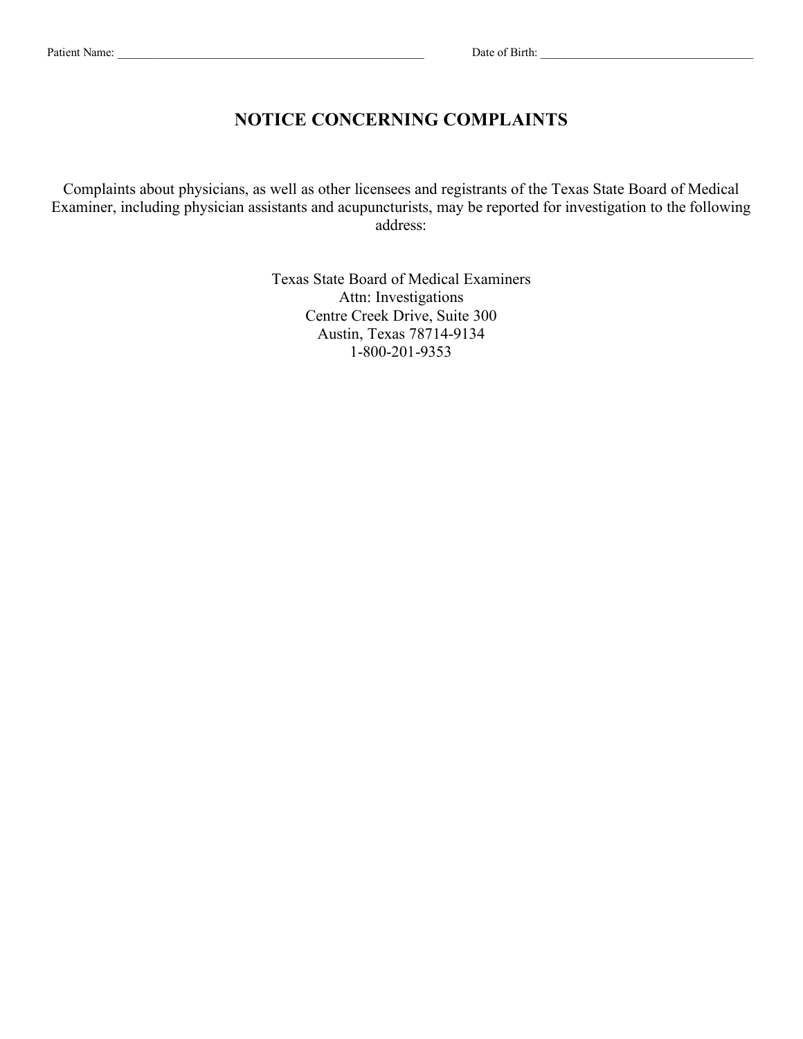Patient Name: _______________________________________________ Date of Birth: ___________________________________

# NOTICE CONCERNING COMPLAINTS

Complaints about physicians, as well as other licensees and registrants of the Texas State Board of Medical Examiner, including physician assistants and acupuncturists, may be reported for investigation to the following address:

Texas State Board of Medical Examiners
Attn: Investigations
Centre Creek Drive, Suite 300
Austin, Texas 78714-9134
1-800-201-9353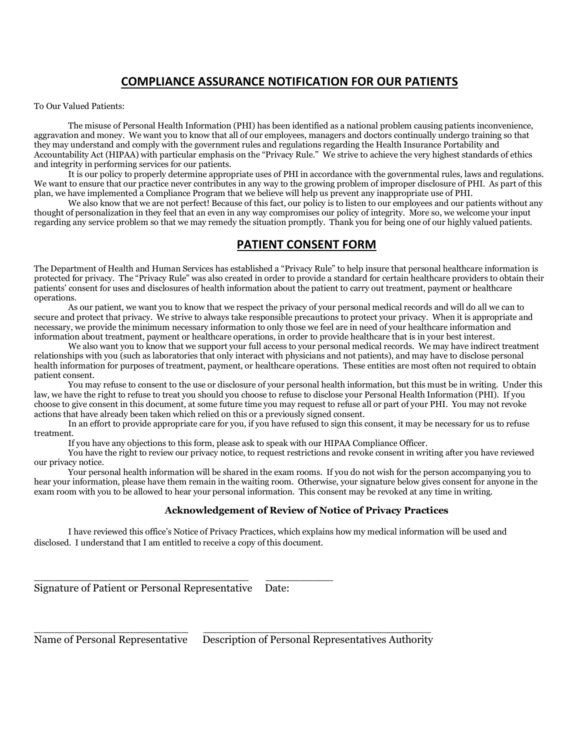## COMPLIANCE ASSURANCE NOTIFICATION FOR OUR PATIENTS

To Our Valued Patients:

The misuse of Personal Health Information (PHI) has been identified as a national problem causing patients inconvenience, aggravation and money. We want you to know that all of our employees, managers and doctors continually undergo training so that they may understand and comply with the government rules and regulations regarding the Health Insurance Portability and Accountability Act (HIPAA) with particular emphasis on the "Privacy Rule." We strive to achieve the very highest standards of ethics and integrity in performing services for our patients.

It is our policy to properly determine appropriate uses of PHI in accordance with the governmental rules, laws and regulations. We want to ensure that our practice never contributes in any way to the growing problem of improper disclosure of PHI. As part of this plan, we have implemented a Compliance Program that we believe will help us prevent any inappropriate use of PHI.

We also know that we are not perfect! Because of this fact, our policy is to listen to our employees and our patients without any thought of personalization in they feel that an even in any way compromises our policy of integrity. More so, we welcome your input regarding any service problem so that we may remedy the situation promptly. Thank you for being one of our highly valued patients.

## PATIENT CONSENT FORM

The Department of Health and Human Services has established a "Privacy Rule" to help insure that personal healthcare information is protected for privacy. The "Privacy Rule" was also created in order to provide a standard for certain healthcare providers to obtain their patients' consent for uses and disclosures of health information about the patient to carry out treatment, payment or healthcare operations.

As our patient, we want you to know that we respect the privacy of your personal medical records and will do all we can to secure and protect that privacy. We strive to always take responsible precautions to protect your privacy. When it is appropriate and necessary, we provide the minimum necessary information to only those we feel are in need of your healthcare information and information about treatment, payment or healthcare operations, in order to provide healthcare that is in your best interest.

We also want you to know that we support your full access to your personal medical records. We may have indirect treatment relationships with you (such as laboratories that only interact with physicians and not patients), and may have to disclose personal health information for purposes of treatment, payment, or healthcare operations. These entities are most often not required to obtain patient consent.

You may refuse to consent to the use or disclosure of your personal health information, but this must be in writing. Under this law, we have the right to refuse to treat you should you choose to refuse to disclose your Personal Health Information (PHI). If you choose to give consent in this document, at some future time you may request to refuse all or part of your PHI. You may not revoke actions that have already been taken which relied on this or a previously signed consent.

In an effort to provide appropriate care for you, if you have refused to sign this consent, it may be necessary for us to refuse treatment.

If you have any objections to this form, please ask to speak with our HIPAA Compliance Officer.

You have the right to review our privacy notice, to request restrictions and revoke consent in writing after you have reviewed our privacy notice.

Your personal health information will be shared in the exam rooms. If you do not wish for the person accompanying you to hear your information, please have them remain in the waiting room. Otherwise, your signature below gives consent for anyone in the exam room with you to be allowed to hear your personal information. This consent may be revoked at any time in writing.

### Acknowledgement of Review of Notice of Privacy Practices

I have reviewed this office's Notice of Privacy Practices, which explains how my medical information will be used and disclosed. I understand that I am entitled to receive a copy of this document.

\_\_\_\_\_\_\_\_\_\_\_\_\_\_\_\_\_\_\_\_\_\_\_\_\_\_\_\_\_\_\_\_\_\_\_ \_\_\_\_\_\_\_\_\_\_\_

Signature of Patient or Personal Representative Date:

\_\_\_\_\_\_\_\_\_\_\_\_\_\_\_\_\_\_\_\_\_\_\_\_\_\_ \_\_\_\_\_\_\_\_\_\_\_\_\_\_\_\_\_\_\_\_\_\_\_\_\_\_\_\_\_\_\_\_\_\_\_\_\_\_

Name of Personal Representative Description of Personal Representatives Authority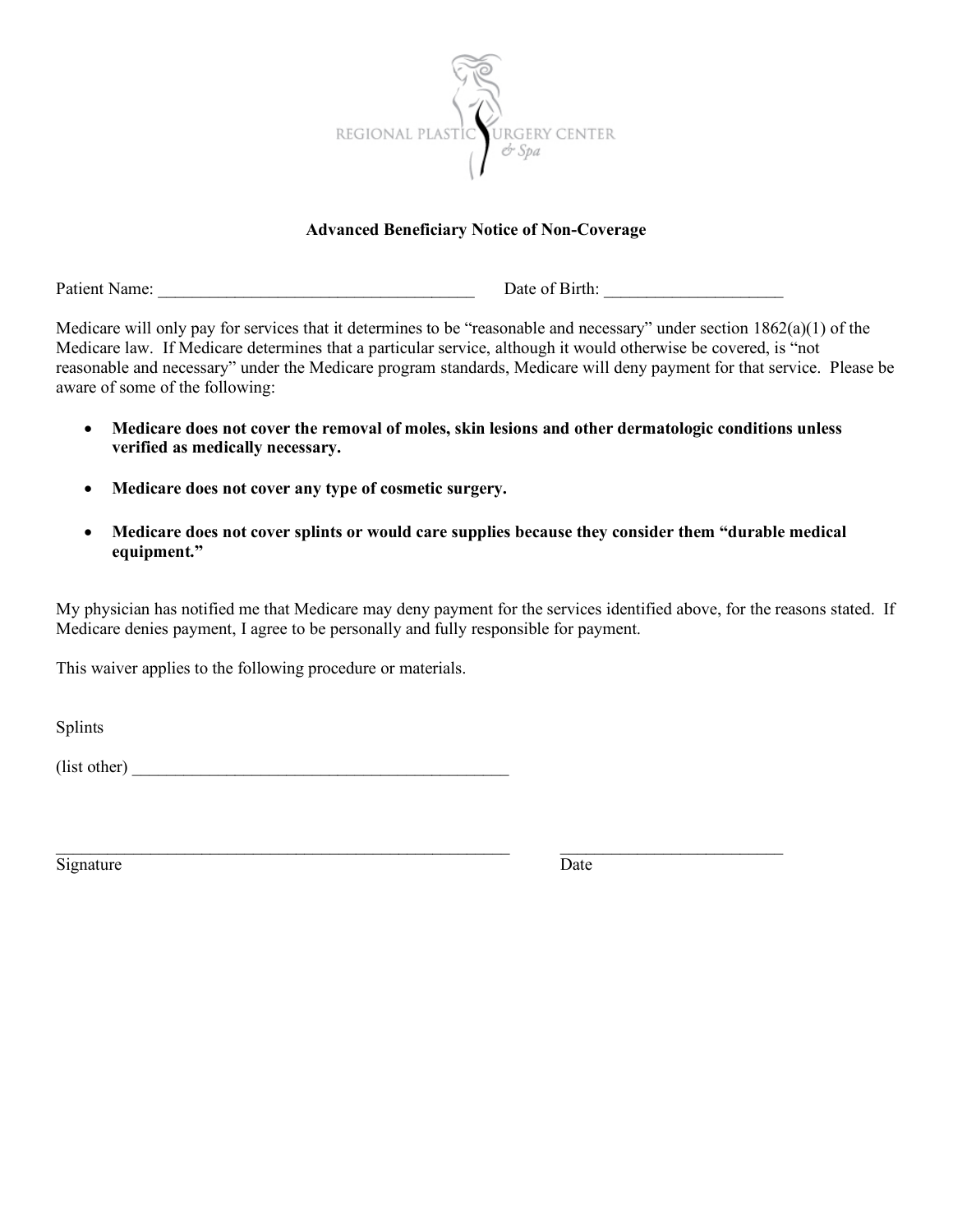REGIONAL PLASTIC SURGERY CENTER
& Spa

**Advanced Beneficiary Notice of Non-Coverage**

Patient Name: _____________________________________ Date of Birth: ____________________

Medicare will only pay for services that it determines to be "reasonable and necessary" under section 1862(a)(1) of the Medicare law. If Medicare determines that a particular service, although it would otherwise be covered, is "not reasonable and necessary" under the Medicare program standards, Medicare will deny payment for that service. Please be aware of some of the following:

- **Medicare does not cover the removal of moles, skin lesions and other dermatologic conditions unless verified as medically necessary.**
- **Medicare does not cover any type of cosmetic surgery.**
- **Medicare does not cover splints or would care supplies because they consider them "durable medical equipment."**

My physician has notified me that Medicare may deny payment for the services identified above, for the reasons stated. If Medicare denies payment, I agree to be personally and fully responsible for payment.

This waiver applies to the following procedure or materials.

Splints

(list other) ______________________________________________

_______________________________________________________ __________________________

Signature Date